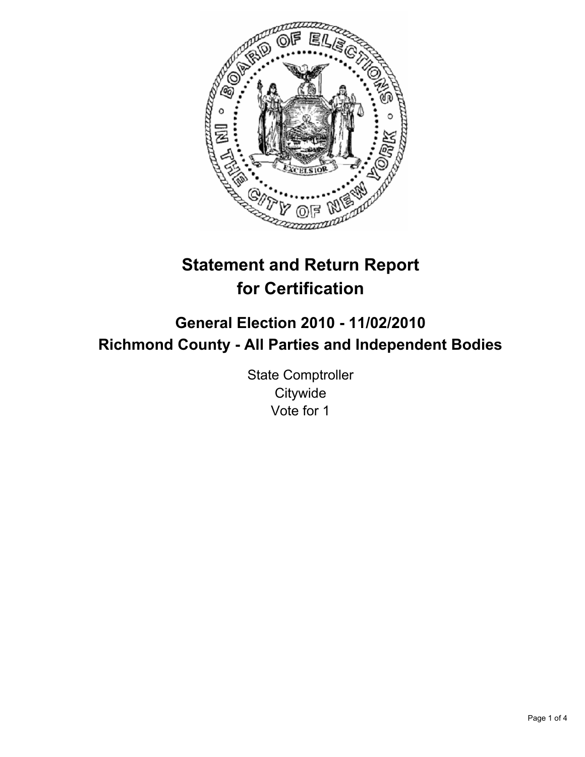# Statement and Return Report for Certification

## General Election 2010 - 11/02/2010
## Richmond County - All Parties and Independent Bodies

State Comptroller
Citywide
Vote for 1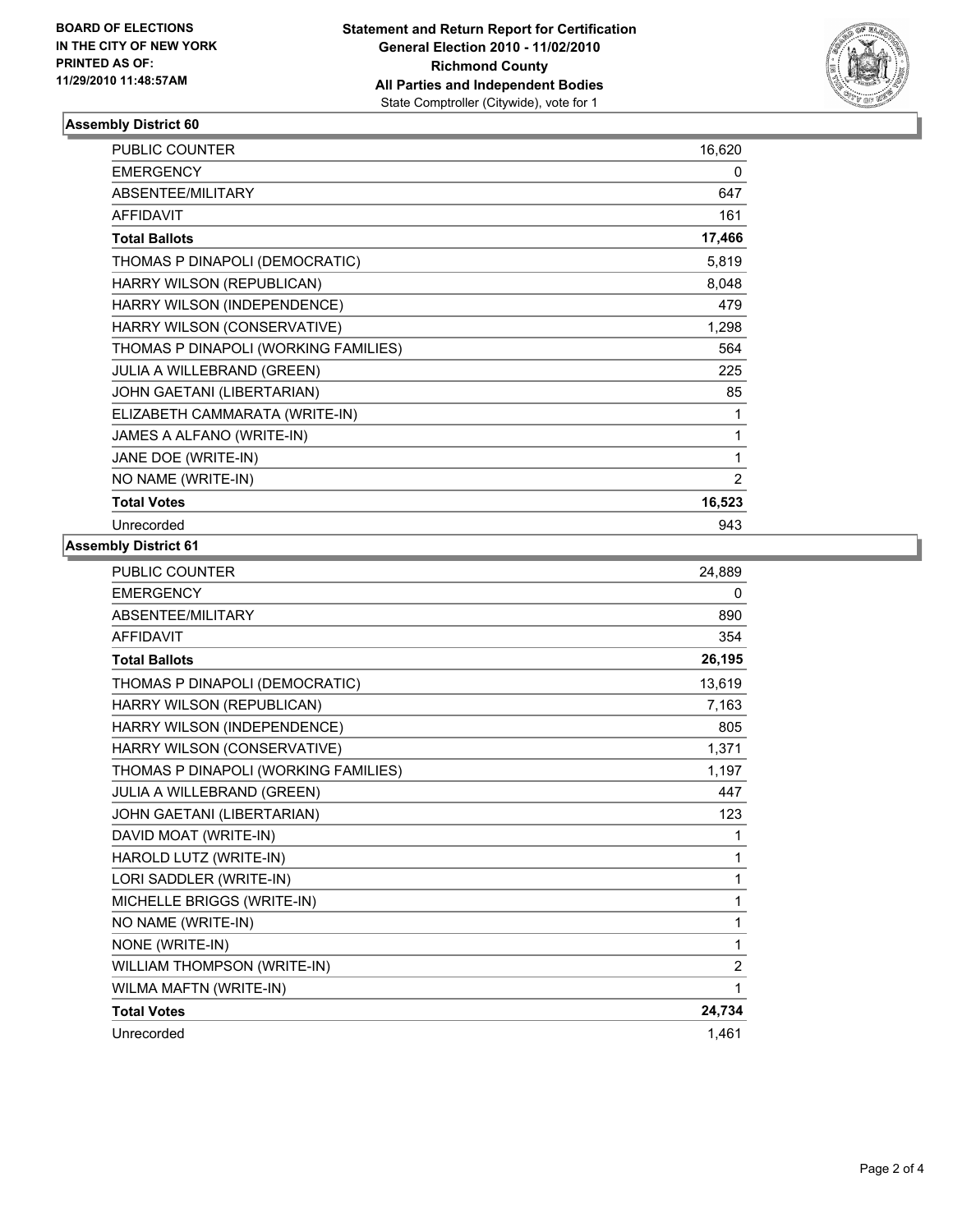**BOARD OF ELECTIONS IN THE CITY OF NEW YORK PRINTED AS OF: 11/29/2010 11:48:57AM**

**Statement and Return Report for Certification**
**General Election 2010 - 11/02/2010**
**Richmond County**
**All Parties and Independent Bodies**
State Comptroller (Citywide), vote for 1

### Assembly District 60

| | |
|---|---|
| PUBLIC COUNTER | 16,620 |
| EMERGENCY | 0 |
| ABSENTEE/MILITARY | 647 |
| AFFIDAVIT | 161 |
| **Total Ballots** | **17,466** |
| THOMAS P DINAPOLI (DEMOCRATIC) | 5,819 |
| HARRY WILSON (REPUBLICAN) | 8,048 |
| HARRY WILSON (INDEPENDENCE) | 479 |
| HARRY WILSON (CONSERVATIVE) | 1,298 |
| THOMAS P DINAPOLI (WORKING FAMILIES) | 564 |
| JULIA A WILLEBRAND (GREEN) | 225 |
| JOHN GAETANI (LIBERTARIAN) | 85 |
| ELIZABETH CAMMARATA (WRITE-IN) | 1 |
| JAMES A ALFANO (WRITE-IN) | 1 |
| JANE DOE (WRITE-IN) | 1 |
| NO NAME (WRITE-IN) | 2 |
| **Total Votes** | **16,523** |
| Unrecorded | 943 |

### Assembly District 61

| | |
|---|---|
| PUBLIC COUNTER | 24,889 |
| EMERGENCY | 0 |
| ABSENTEE/MILITARY | 890 |
| AFFIDAVIT | 354 |
| **Total Ballots** | **26,195** |
| THOMAS P DINAPOLI (DEMOCRATIC) | 13,619 |
| HARRY WILSON (REPUBLICAN) | 7,163 |
| HARRY WILSON (INDEPENDENCE) | 805 |
| HARRY WILSON (CONSERVATIVE) | 1,371 |
| THOMAS P DINAPOLI (WORKING FAMILIES) | 1,197 |
| JULIA A WILLEBRAND (GREEN) | 447 |
| JOHN GAETANI (LIBERTARIAN) | 123 |
| DAVID MOAT (WRITE-IN) | 1 |
| HAROLD LUTZ (WRITE-IN) | 1 |
| LORI SADDLER (WRITE-IN) | 1 |
| MICHELLE BRIGGS (WRITE-IN) | 1 |
| NO NAME (WRITE-IN) | 1 |
| NONE (WRITE-IN) | 1 |
| WILLIAM THOMPSON (WRITE-IN) | 2 |
| WILMA MAFTN (WRITE-IN) | 1 |
| **Total Votes** | **24,734** |
| Unrecorded | 1,461 |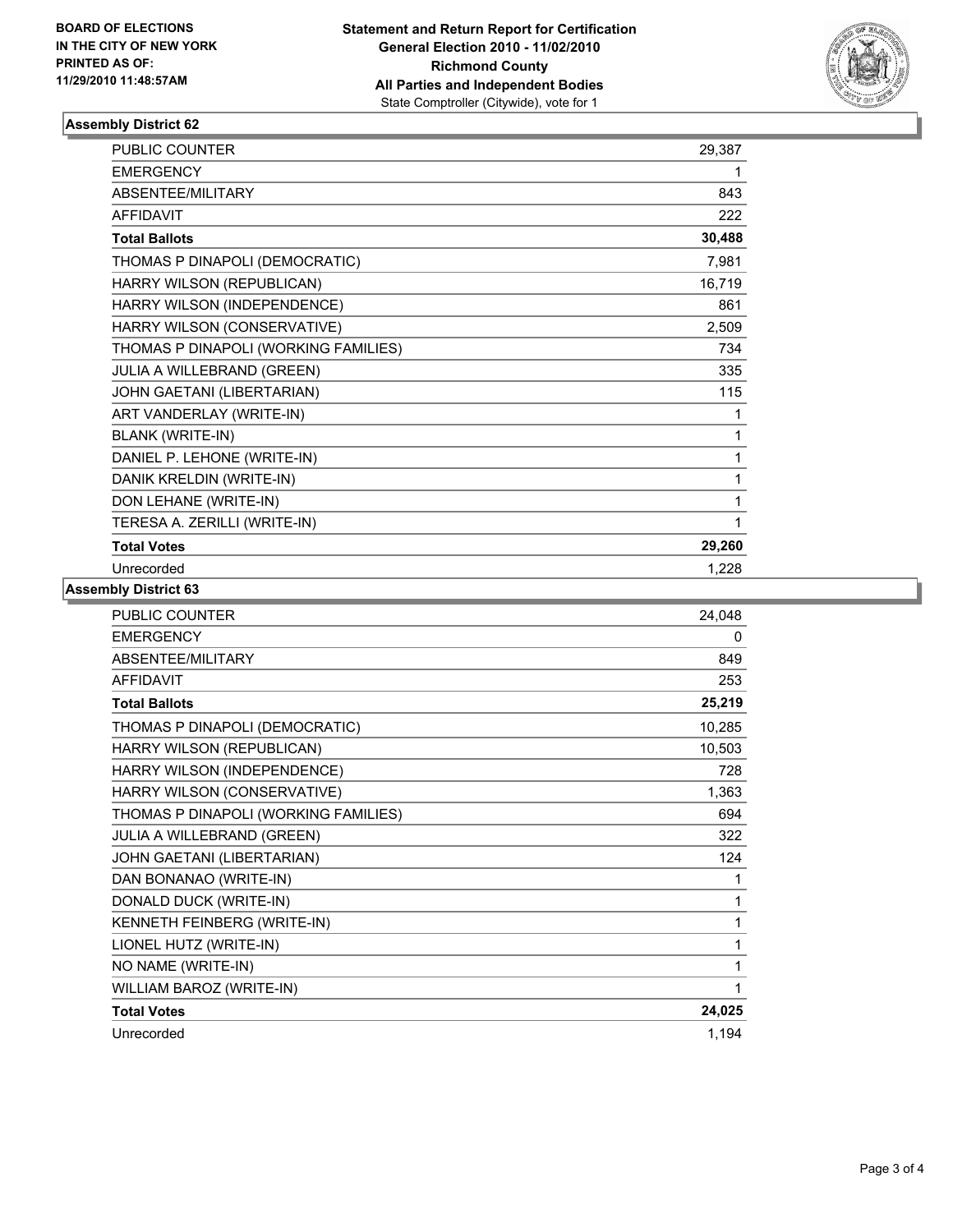BOARD OF ELECTIONS
IN THE CITY OF NEW YORK
PRINTED AS OF:
11/29/2010 11:48:57AM

**Statement and Return Report for Certification**
**General Election 2010 - 11/02/2010**
**Richmond County**
**All Parties and Independent Bodies**
State Comptroller (Citywide), vote for 1

### Assembly District 62

| | |
|---|---|
| PUBLIC COUNTER | 29,387 |
| EMERGENCY | 1 |
| ABSENTEE/MILITARY | 843 |
| AFFIDAVIT | 222 |
| **Total Ballots** | **30,488** |
| THOMAS P DINAPOLI (DEMOCRATIC) | 7,981 |
| HARRY WILSON (REPUBLICAN) | 16,719 |
| HARRY WILSON (INDEPENDENCE) | 861 |
| HARRY WILSON (CONSERVATIVE) | 2,509 |
| THOMAS P DINAPOLI (WORKING FAMILIES) | 734 |
| JULIA A WILLEBRAND (GREEN) | 335 |
| JOHN GAETANI (LIBERTARIAN) | 115 |
| ART VANDERLAY (WRITE-IN) | 1 |
| BLANK (WRITE-IN) | 1 |
| DANIEL P. LEHONE (WRITE-IN) | 1 |
| DANIK KRELDIN (WRITE-IN) | 1 |
| DON LEHANE (WRITE-IN) | 1 |
| TERESA A. ZERILLI (WRITE-IN) | 1 |
| **Total Votes** | **29,260** |
| Unrecorded | 1,228 |

### Assembly District 63

| | |
|---|---|
| PUBLIC COUNTER | 24,048 |
| EMERGENCY | 0 |
| ABSENTEE/MILITARY | 849 |
| AFFIDAVIT | 253 |
| **Total Ballots** | **25,219** |
| THOMAS P DINAPOLI (DEMOCRATIC) | 10,285 |
| HARRY WILSON (REPUBLICAN) | 10,503 |
| HARRY WILSON (INDEPENDENCE) | 728 |
| HARRY WILSON (CONSERVATIVE) | 1,363 |
| THOMAS P DINAPOLI (WORKING FAMILIES) | 694 |
| JULIA A WILLEBRAND (GREEN) | 322 |
| JOHN GAETANI (LIBERTARIAN) | 124 |
| DAN BONANAO (WRITE-IN) | 1 |
| DONALD DUCK (WRITE-IN) | 1 |
| KENNETH FEINBERG (WRITE-IN) | 1 |
| LIONEL HUTZ (WRITE-IN) | 1 |
| NO NAME (WRITE-IN) | 1 |
| WILLIAM BAROZ (WRITE-IN) | 1 |
| **Total Votes** | **24,025** |
| Unrecorded | 1,194 |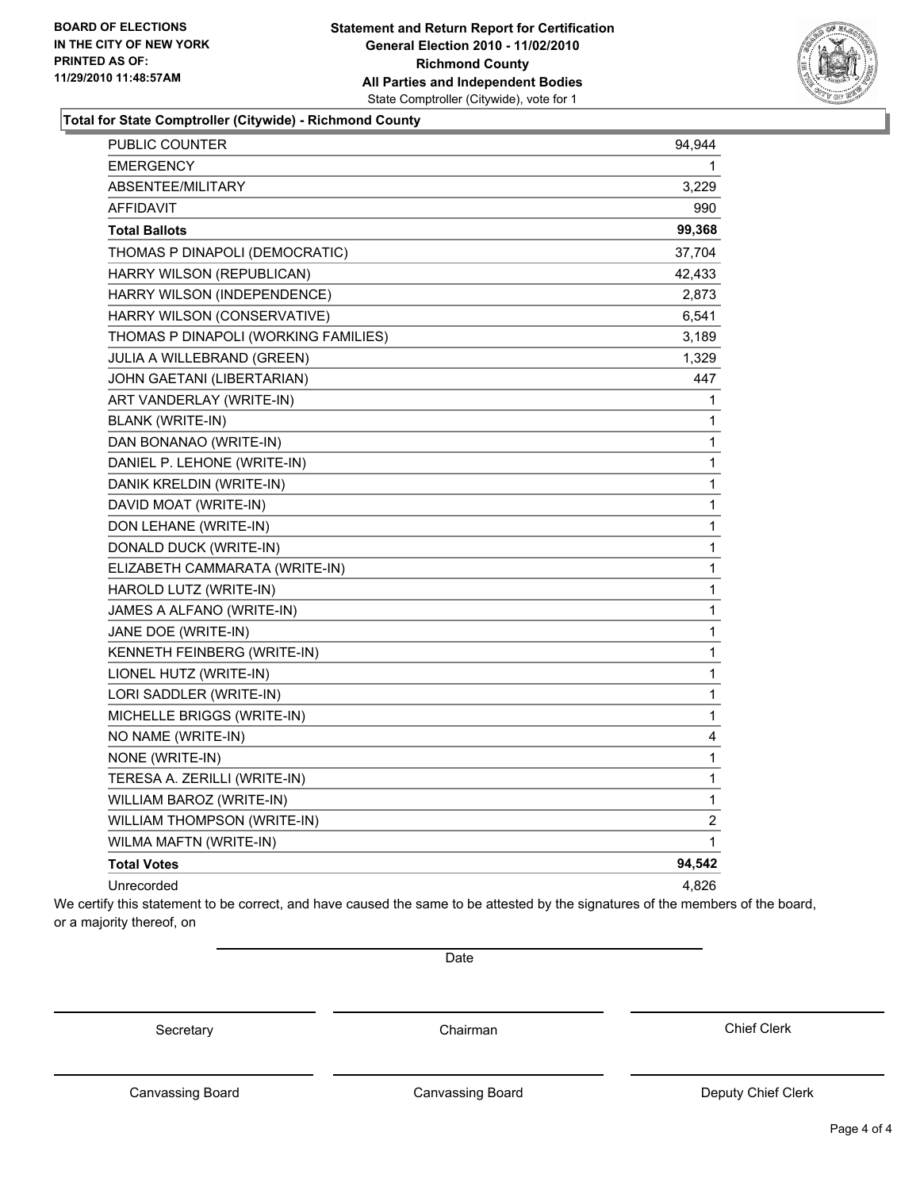**BOARD OF ELECTIONS IN THE CITY OF NEW YORK PRINTED AS OF: 11/29/2010 11:48:57AM**

**Statement and Return Report for Certification General Election 2010 - 11/02/2010 Richmond County All Parties and Independent Bodies**
State Comptroller (Citywide), vote for 1

**Total for State Comptroller (Citywide) - Richmond County**

| | |
|---|---|
| PUBLIC COUNTER | 94,944 |
| EMERGENCY | 1 |
| ABSENTEE/MILITARY | 3,229 |
| AFFIDAVIT | 990 |
| **Total Ballots** | **99,368** |
| THOMAS P DINAPOLI (DEMOCRATIC) | 37,704 |
| HARRY WILSON (REPUBLICAN) | 42,433 |
| HARRY WILSON (INDEPENDENCE) | 2,873 |
| HARRY WILSON (CONSERVATIVE) | 6,541 |
| THOMAS P DINAPOLI (WORKING FAMILIES) | 3,189 |
| JULIA A WILLEBRAND (GREEN) | 1,329 |
| JOHN GAETANI (LIBERTARIAN) | 447 |
| ART VANDERLAY (WRITE-IN) | 1 |
| BLANK (WRITE-IN) | 1 |
| DAN BONANAO (WRITE-IN) | 1 |
| DANIEL P. LEHONE (WRITE-IN) | 1 |
| DANIK KRELDIN (WRITE-IN) | 1 |
| DAVID MOAT (WRITE-IN) | 1 |
| DON LEHANE (WRITE-IN) | 1 |
| DONALD DUCK (WRITE-IN) | 1 |
| ELIZABETH CAMMARATA (WRITE-IN) | 1 |
| HAROLD LUTZ (WRITE-IN) | 1 |
| JAMES A ALFANO (WRITE-IN) | 1 |
| JANE DOE (WRITE-IN) | 1 |
| KENNETH FEINBERG (WRITE-IN) | 1 |
| LIONEL HUTZ (WRITE-IN) | 1 |
| LORI SADDLER (WRITE-IN) | 1 |
| MICHELLE BRIGGS (WRITE-IN) | 1 |
| NO NAME (WRITE-IN) | 4 |
| NONE (WRITE-IN) | 1 |
| TERESA A. ZERILLI (WRITE-IN) | 1 |
| WILLIAM BAROZ (WRITE-IN) | 1 |
| WILLIAM THOMPSON (WRITE-IN) | 2 |
| WILMA MAFTN (WRITE-IN) | 1 |
| **Total Votes** | **94,542** |
| Unrecorded | 4,826 |

We certify this statement to be correct, and have caused the same to be attested by the signatures of the members of the board, or a majority thereof, on

Date

Secretary | Chairman | Chief Clerk

Canvassing Board | Canvassing Board | Deputy Chief Clerk